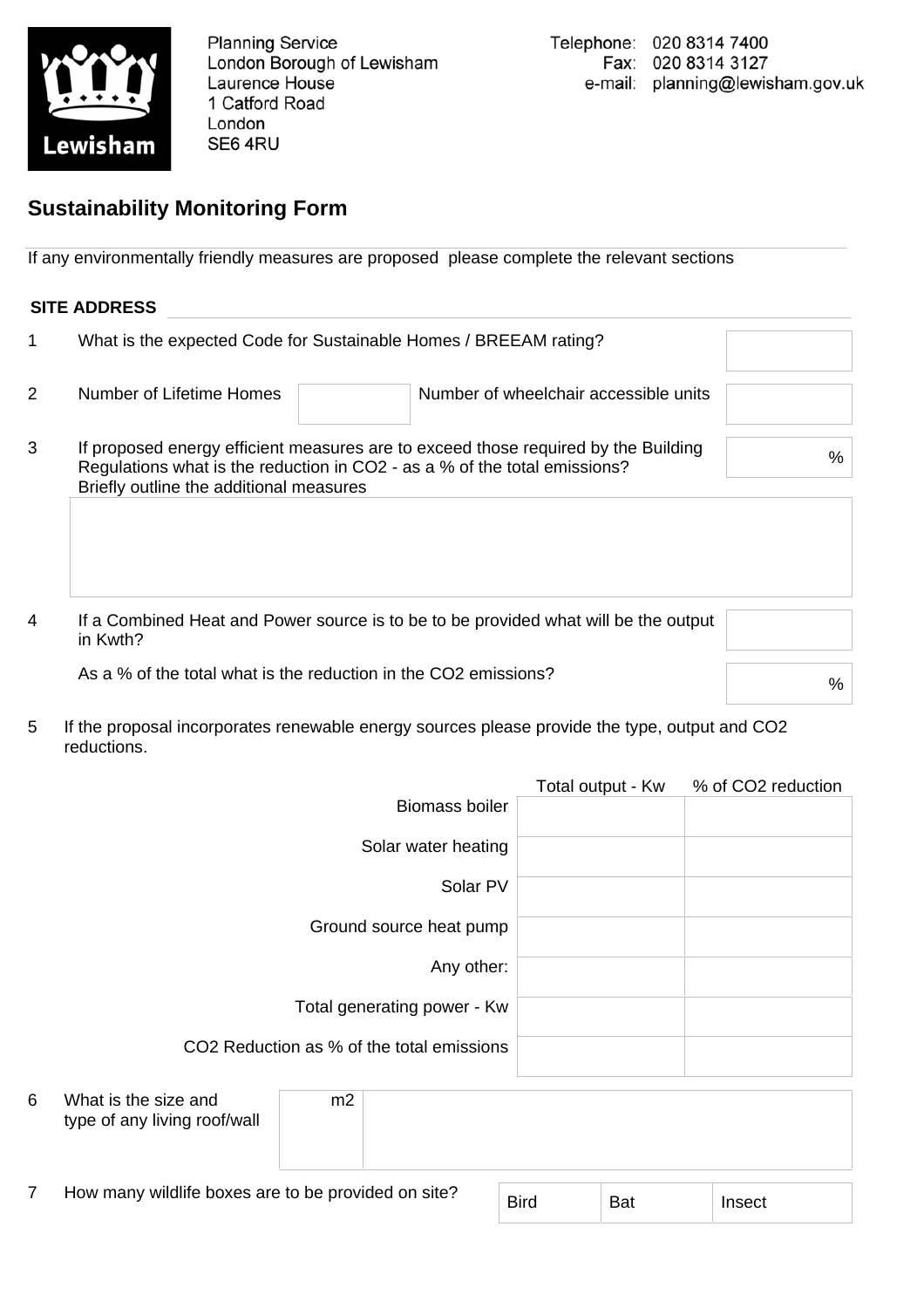Planning Service
London Borough of Lewisham
Laurence House
1 Catford Road
London
SE6 4RU

Telephone: 020 8314 7400
Fax: 020 8314 3127
e-mail: planning@lewisham.gov.uk

## Sustainability Monitoring Form

If any environmentally friendly measures are proposed please complete the relevant sections

**SITE ADDRESS**

1 What is the expected Code for Sustainable Homes / BREEAM rating?

2 Number of Lifetime Homes Number of wheelchair accessible units

3 If proposed energy efficient measures are to exceed those required by the Building Regulations what is the reduction in $CO_2$ - as a % of the total emissions? %
Briefly outline the additional measures

4 If a Combined Heat and Power source is to be to be provided what will be the output in Kwth?

As a % of the total what is the reduction in the $CO_2$ emissions? %

5 If the proposal incorporates renewable energy sources please provide the type, output and $CO_2$ reductions.

| | Total output - Kw | % of $CO_2$ reduction |
|---|---|---|
| Biomass boiler | | |
| Solar water heating | | |
| Solar PV | | |
| Ground source heat pump | | |
| Any other: | | |
| Total generating power - Kw | | |
| $CO_2$ Reduction as % of the total emissions | | |

6 What is the size and type of any living roof/wall m2

7 How many wildlife boxes are to be provided on site?

| Bird | Bat | Insect |
|---|---|---|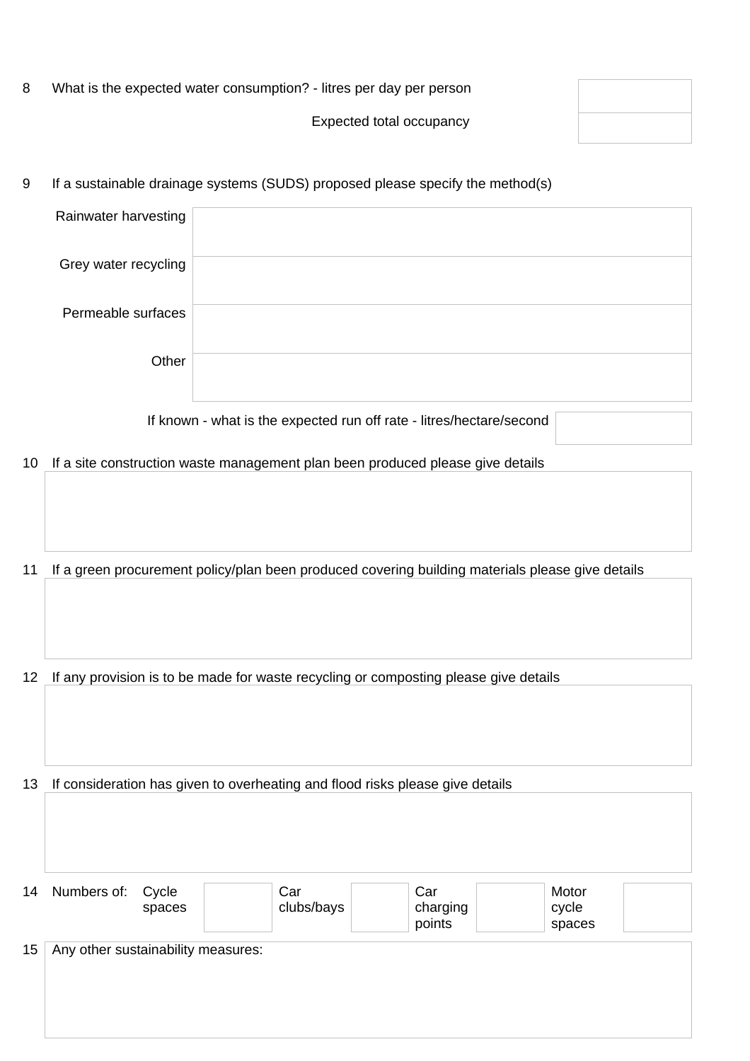8 What is the expected water consumption? - litres per day per person

| | |
|---|---|
| What is the expected water consumption? - litres per day per person | |
| Expected total occupancy | |

9 If a sustainable drainage systems (SUDS) proposed please specify the method(s)

| | |
|---|---|
| Rainwater harvesting | |
| Grey water recycling | |
| Permeable surfaces | |
| Other | |

| | |
|---|---|
| If known - what is the expected run off rate - litres/hectare/second | |

10 If a site construction waste management plan been produced please give details

11 If a green procurement policy/plan been produced covering building materials please give details

12 If any provision is to be made for waste recycling or composting please give details

13 If consideration has given to overheating and flood risks please give details

14 Numbers of:

| | | | | | | | |
|---|---|---|---|---|---|---|---|
| Cycle spaces | | Car clubs/bays | | Car charging points | | Motor cycle spaces | |

15 Any other sustainability measures: